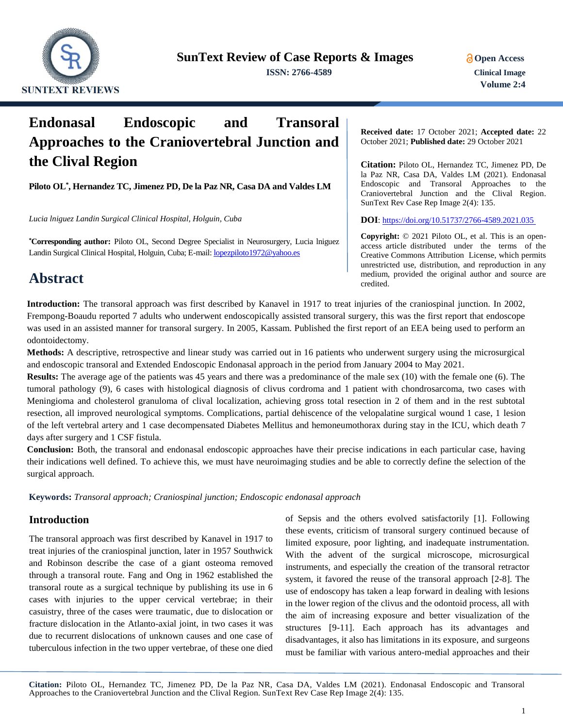# Endonasal Endoscopic and Transoral Approaches to the Craniovertebral Junction and the Clival Region

**Piloto OL\*, Hernandez TC, Jimenez PD, De la Paz NR, Casa DA and Valdes LM**

*Lucia lniguez Landin Surgical Clinical Hospital, Holguin, Cuba*

**\*Corresponding author:** Piloto OL, Second Degree Specialist in Neurosurgery, Lucia lniguez Landin Surgical Clinical Hospital, Holguin, Cuba; E-mail: lopezpiloto1972@yahoo.es

**Received date:** 17 October 2021; **Accepted date:** 22 October 2021; **Published date:** 29 October 2021

**Citation:** Piloto OL, Hernandez TC, Jimenez PD, De la Paz NR, Casa DA, Valdes LM (2021). Endonasal Endoscopic and Transoral Approaches to the Craniovertebral Junction and the Clival Region. SunText Rev Case Rep Image 2(4): 135.

**DOI**: https://doi.org/10.51737/2766-4589.2021.035

**Copyright:** © 2021 Piloto OL, et al. This is an open-access article distributed under the terms of the Creative Commons Attribution License, which permits unrestricted use, distribution, and reproduction in any medium, provided the original author and source are credited.

## Abstract

**Introduction:** The transoral approach was first described by Kanavel in 1917 to treat injuries of the craniospinal junction. In 2002, Frempong-Boaudu reported 7 adults who underwent endoscopically assisted transoral surgery, this was the first report that endoscope was used in an assisted manner for transoral surgery. In 2005, Kassam. Published the first report of an EEA being used to perform an odontoidectomy.

**Methods:** A descriptive, retrospective and linear study was carried out in 16 patients who underwent surgery using the microsurgical and endoscopic transoral and Extended Endoscopic Endonasal approach in the period from January 2004 to May 2021.

**Results:** The average age of the patients was 45 years and there was a predominance of the male sex (10) with the female one (6). The tumoral pathology (9), 6 cases with histological diagnosis of clivus cordroma and 1 patient with chondrosarcoma, two cases with Meningioma and cholesterol granuloma of clival localization, achieving gross total resection in 2 of them and in the rest subtotal resection, all improved neurological symptoms. Complications, partial dehiscence of the velopalatine surgical wound 1 case, 1 lesion of the left vertebral artery and 1 case decompensated Diabetes Mellitus and hemoneumothorax during stay in the ICU, which death 7 days after surgery and 1 CSF fistula.

**Conclusion:** Both, the transoral and endonasal endoscopic approaches have their precise indications in each particular case, having their indications well defined. To achieve this, we must have neuroimaging studies and be able to correctly define the selection of the surgical approach.

**Keywords:** *Transoral approach; Craniospinal junction; Endoscopic endonasal approach*

## Introduction

The transoral approach was first described by Kanavel in 1917 to treat injuries of the craniospinal junction, later in 1957 Southwick and Robinson describe the case of a giant osteoma removed through a transoral route. Fang and Ong in 1962 established the transoral route as a surgical technique by publishing its use in 6 cases with injuries to the upper cervical vertebrae; in their casuistry, three of the cases were traumatic, due to dislocation or fracture dislocation in the Atlanto-axial joint, in two cases it was due to recurrent dislocations of unknown causes and one case of tuberculous infection in the two upper vertebrae, of these one died of Sepsis and the others evolved satisfactorily [1]. Following these events, criticism of transoral surgery continued because of limited exposure, poor lighting, and inadequate instrumentation. With the advent of the surgical microscope, microsurgical instruments, and especially the creation of the transoral retractor system, it favored the reuse of the transoral approach [2-8]. The use of endoscopy has taken a leap forward in dealing with lesions in the lower region of the clivus and the odontoid process, all with the aim of increasing exposure and better visualization of the structures [9-11]. Each approach has its advantages and disadvantages, it also has limitations in its exposure, and surgeons must be familiar with various antero-medial approaches and their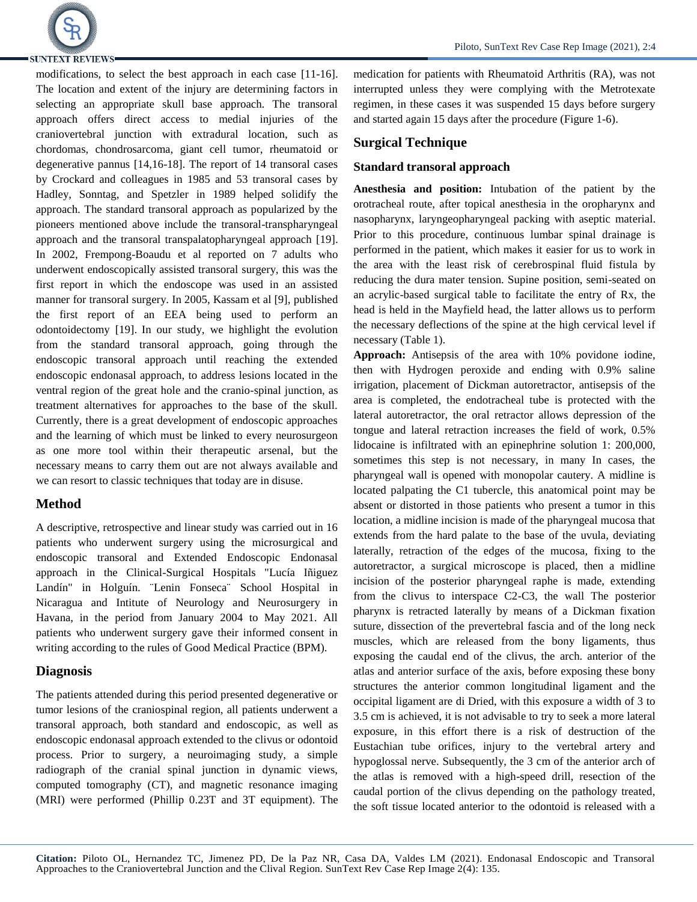modifications, to select the best approach in each case [11-16]. The location and extent of the injury are determining factors in selecting an appropriate skull base approach. The transoral approach offers direct access to medial injuries of the craniovertebral junction with extradural location, such as chordomas, chondrosarcoma, giant cell tumor, rheumatoid or degenerative pannus [14,16-18]. The report of 14 transoral cases by Crockard and colleagues in 1985 and 53 transoral cases by Hadley, Sonntag, and Spetzler in 1989 helped solidify the approach. The standard transoral approach as popularized by the pioneers mentioned above include the transoral-transpharyngeal approach and the transoral transpalatopharyngeal approach [19]. In 2002, Frempong-Boaudu et al reported on 7 adults who underwent endoscopically assisted transoral surgery, this was the first report in which the endoscope was used in an assisted manner for transoral surgery. In 2005, Kassam et al [9], published the first report of an EEA being used to perform an odontoidectomy [19]. In our study, we highlight the evolution from the standard transoral approach, going through the endoscopic transoral approach until reaching the extended endoscopic endonasal approach, to address lesions located in the ventral region of the great hole and the cranio-spinal junction, as treatment alternatives for approaches to the base of the skull. Currently, there is a great development of endoscopic approaches and the learning of which must be linked to every neurosurgeon as one more tool within their therapeutic arsenal, but the necessary means to carry them out are not always available and we can resort to classic techniques that today are in disuse.

## Method

A descriptive, retrospective and linear study was carried out in 16 patients who underwent surgery using the microsurgical and endoscopic transoral and Extended Endoscopic Endonasal approach in the Clinical-Surgical Hospitals "Lucía Iñiguez Landín" in Holguín. ¨Lenin Fonseca¨ School Hospital in Nicaragua and Intitute of Neurology and Neurosurgery in Havana, in the period from January 2004 to May 2021. All patients who underwent surgery gave their informed consent in writing according to the rules of Good Medical Practice (BPM).

## Diagnosis

The patients attended during this period presented degenerative or tumor lesions of the craniospinal region, all patients underwent a transoral approach, both standard and endoscopic, as well as endoscopic endonasal approach extended to the clivus or odontoid process. Prior to surgery, a neuroimaging study, a simple radiograph of the cranial spinal junction in dynamic views, computed tomography (CT), and magnetic resonance imaging (MRI) were performed (Phillip 0.23T and 3T equipment). The medication for patients with Rheumatoid Arthritis (RA), was not interrupted unless they were complying with the Metrotexate regimen, in these cases it was suspended 15 days before surgery and started again 15 days after the procedure (Figure 1-6).

## Surgical Technique

### Standard transoral approach

**Anesthesia and position:** Intubation of the patient by the orotracheal route, after topical anesthesia in the oropharynx and nasopharynx, laryngeopharyngeal packing with aseptic material. Prior to this procedure, continuous lumbar spinal drainage is performed in the patient, which makes it easier for us to work in the area with the least risk of cerebrospinal fluid fistula by reducing the dura mater tension. Supine position, semi-seated on an acrylic-based surgical table to facilitate the entry of Rx, the head is held in the Mayfield head, the latter allows us to perform the necessary deflections of the spine at the high cervical level if necessary (Table 1).

**Approach:** Antisepsis of the area with 10% povidone iodine, then with Hydrogen peroxide and ending with 0.9% saline irrigation, placement of Dickman autoretractor, antisepsis of the area is completed, the endotracheal tube is protected with the lateral autoretractor, the oral retractor allows depression of the tongue and lateral retraction increases the field of work, 0.5% lidocaine is infiltrated with an epinephrine solution 1: 200,000, sometimes this step is not necessary, in many In cases, the pharyngeal wall is opened with monopolar cautery. A midline is located palpating the C1 tubercle, this anatomical point may be absent or distorted in those patients who present a tumor in this location, a midline incision is made of the pharyngeal mucosa that extends from the hard palate to the base of the uvula, deviating laterally, retraction of the edges of the mucosa, fixing to the autoretractor, a surgical microscope is placed, then a midline incision of the posterior pharyngeal raphe is made, extending from the clivus to interspace C2-C3, the wall The posterior pharynx is retracted laterally by means of a Dickman fixation suture, dissection of the prevertebral fascia and of the long neck muscles, which are released from the bony ligaments, thus exposing the caudal end of the clivus, the arch. anterior of the atlas and anterior surface of the axis, before exposing these bony structures the anterior common longitudinal ligament and the occipital ligament are di Dried, with this exposure a width of 3 to 3.5 cm is achieved, it is not advisable to try to seek a more lateral exposure, in this effort there is a risk of destruction of the Eustachian tube orifices, injury to the vertebral artery and hypoglossal nerve. Subsequently, the 3 cm of the anterior arch of the atlas is removed with a high-speed drill, resection of the caudal portion of the clivus depending on the pathology treated, the soft tissue located anterior to the odontoid is released with a

**Citation:** Piloto OL, Hernandez TC, Jimenez PD, De la Paz NR, Casa DA, Valdes LM (2021). Endonasal Endoscopic and Transoral Approaches to the Craniovertebral Junction and the Clival Region. SunText Rev Case Rep Image 2(4): 135.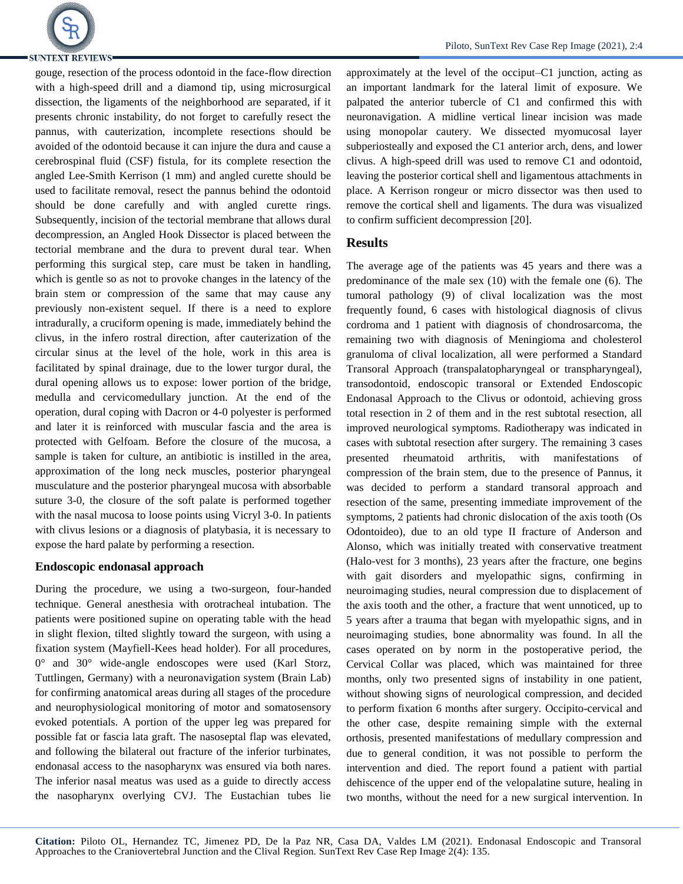gouge, resection of the process odontoid in the face-flow direction with a high-speed drill and a diamond tip, using microsurgical dissection, the ligaments of the neighborhood are separated, if it presents chronic instability, do not forget to carefully resect the pannus, with cauterization, incomplete resections should be avoided of the odontoid because it can injure the dura and cause a cerebrospinal fluid (CSF) fistula, for its complete resection the angled Lee-Smith Kerrison (1 mm) and angled curette should be used to facilitate removal, resect the pannus behind the odontoid should be done carefully and with angled curette rings. Subsequently, incision of the tectorial membrane that allows dural decompression, an Angled Hook Dissector is placed between the tectorial membrane and the dura to prevent dural tear. When performing this surgical step, care must be taken in handling, which is gentle so as not to provoke changes in the latency of the brain stem or compression of the same that may cause any previously non-existent sequel. If there is a need to explore intradurally, a cruciform opening is made, immediately behind the clivus, in the infero rostral direction, after cauterization of the circular sinus at the level of the hole, work in this area is facilitated by spinal drainage, due to the lower turgor dural, the dural opening allows us to expose: lower portion of the bridge, medulla and cervicomedullary junction. At the end of the operation, dural coping with Dacron or 4-0 polyester is performed and later it is reinforced with muscular fascia and the area is protected with Gelfoam. Before the closure of the mucosa, a sample is taken for culture, an antibiotic is instilled in the area, approximation of the long neck muscles, posterior pharyngeal musculature and the posterior pharyngeal mucosa with absorbable suture 3-0, the closure of the soft palate is performed together with the nasal mucosa to loose points using Vicryl 3-0. In patients with clivus lesions or a diagnosis of platybasia, it is necessary to expose the hard palate by performing a resection.

### Endoscopic endonasal approach

During the procedure, we using a two-surgeon, four-handed technique. General anesthesia with orotracheal intubation. The patients were positioned supine on operating table with the head in slight flexion, tilted slightly toward the surgeon, with using a fixation system (Mayfield-Kees head holder). For all procedures, 0° and 30° wide-angle endoscopes were used (Karl Storz, Tuttlingen, Germany) with a neuronavigation system (Brain Lab) for confirming anatomical areas during all stages of the procedure and neurophysiological monitoring of motor and somatosensory evoked potentials. A portion of the upper leg was prepared for possible fat or fascia lata graft. The nasoseptal flap was elevated, and following the bilateral out fracture of the inferior turbinates, endonasal access to the nasopharynx was ensured via both nares. The inferior nasal meatus was used as a guide to directly access the nasopharynx overlying CVJ. The Eustachian tubes lie approximately at the level of the occiput–C1 junction, acting as an important landmark for the lateral limit of exposure. We palpated the anterior tubercle of C1 and confirmed this with neuronavigation. A midline vertical linear incision was made using monopolar cautery. We dissected myomucosal layer subperiosteally and exposed the C1 anterior arch, dens, and lower clivus. A high-speed drill was used to remove C1 and odontoid, leaving the posterior cortical shell and ligamentous attachments in place. A Kerrison rongeur or micro dissector was then used to remove the cortical shell and ligaments. The dura was visualized to confirm sufficient decompression [20].

## Results

The average age of the patients was 45 years and there was a predominance of the male sex (10) with the female one (6). The tumoral pathology (9) of clival localization was the most frequently found, 6 cases with histological diagnosis of clivus cordroma and 1 patient with diagnosis of chondrosarcoma, the remaining two with diagnosis of Meningioma and cholesterol granuloma of clival localization, all were performed a Standard Transoral Approach (transpalatopharyngeal or transpharyngeal), transodontoid, endoscopic transoral or Extended Endoscopic Endonasal Approach to the Clivus or odontoid, achieving gross total resection in 2 of them and in the rest subtotal resection, all improved neurological symptoms. Radiotherapy was indicated in cases with subtotal resection after surgery. The remaining 3 cases presented rheumatoid arthritis, with manifestations of compression of the brain stem, due to the presence of Pannus, it was decided to perform a standard transoral approach and resection of the same, presenting immediate improvement of the symptoms, 2 patients had chronic dislocation of the axis tooth (Os Odontoideo), due to an old type II fracture of Anderson and Alonso, which was initially treated with conservative treatment (Halo-vest for 3 months), 23 years after the fracture, one begins with gait disorders and myelopathic signs, confirming in neuroimaging studies, neural compression due to displacement of the axis tooth and the other, a fracture that went unnoticed, up to 5 years after a trauma that began with myelopathic signs, and in neuroimaging studies, bone abnormality was found. In all the cases operated on by norm in the postoperative period, the Cervical Collar was placed, which was maintained for three months, only two presented signs of instability in one patient, without showing signs of neurological compression, and decided to perform fixation 6 months after surgery. Occipito-cervical and the other case, despite remaining simple with the external orthosis, presented manifestations of medullary compression and due to general condition, it was not possible to perform the intervention and died. The report found a patient with partial dehiscence of the upper end of the velopalatine suture, healing in two months, without the need for a new surgical intervention. In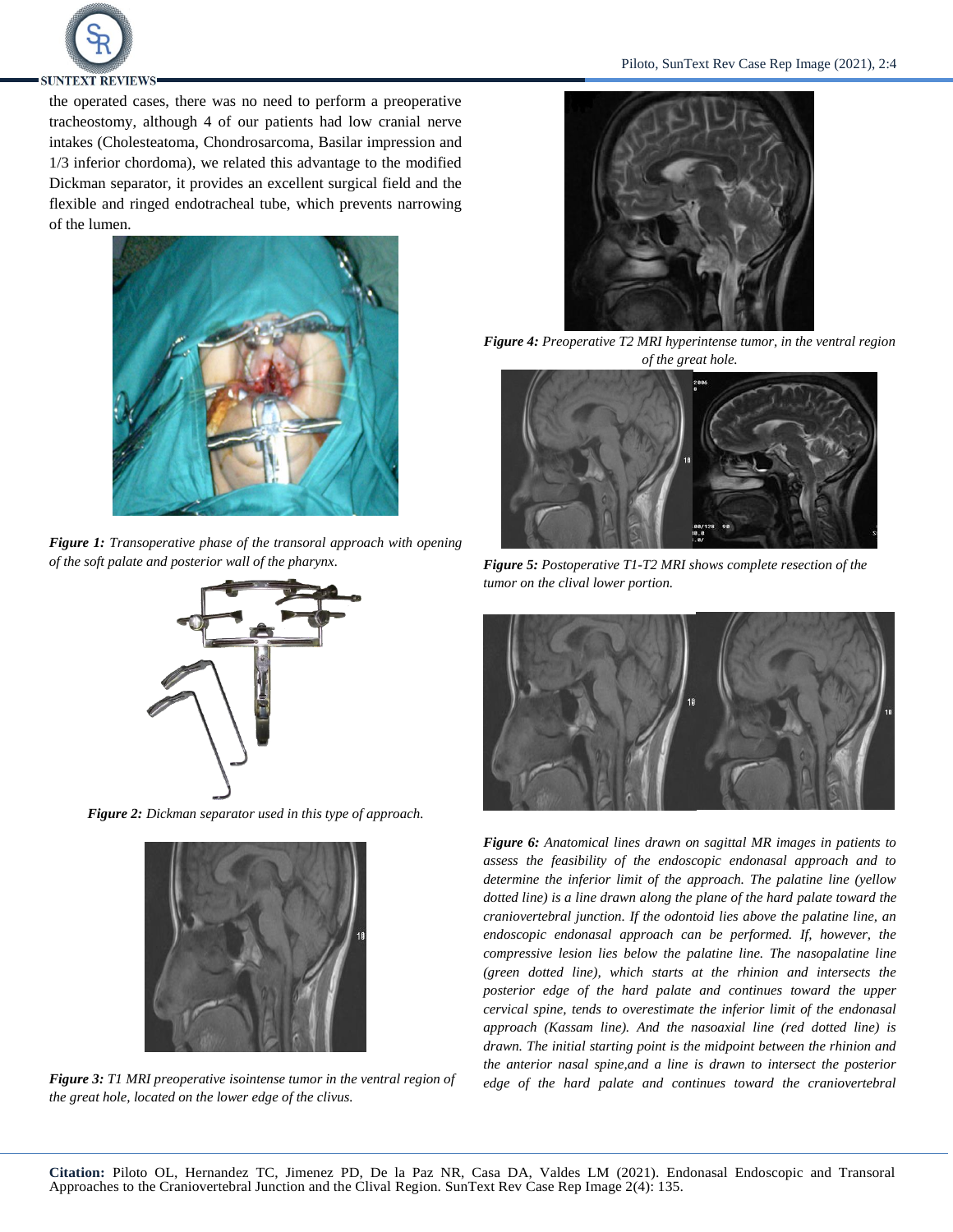the operated cases, there was no need to perform a preoperative tracheostomy, although 4 of our patients had low cranial nerve intakes (Cholesteatoma, Chondrosarcoma, Basilar impression and 1/3 inferior chordoma), we related this advantage to the modified Dickman separator, it provides an excellent surgical field and the flexible and ringed endotracheal tube, which prevents narrowing of the lumen.

***Figure 1:*** *Transoperative phase of the transoral approach with opening of the soft palate and posterior wall of the pharynx.*

***Figure 2:*** *Dickman separator used in this type of approach.*

***Figure 3:*** *T1 MRI preoperative isointense tumor in the ventral region of the great hole, located on the lower edge of the clivus.*

***Figure 4:*** *Preoperative T2 MRI hyperintense tumor, in the ventral region of the great hole.*

***Figure 5:*** *Postoperative T1-T2 MRI shows complete resection of the tumor on the clival lower portion.*

***Figure 6:*** *Anatomical lines drawn on sagittal MR images in patients to assess the feasibility of the endoscopic endonasal approach and to determine the inferior limit of the approach. The palatine line (yellow dotted line) is a line drawn along the plane of the hard palate toward the craniovertebral junction. If the odontoid lies above the palatine line, an endoscopic endonasal approach can be performed. If, however, the compressive lesion lies below the palatine line. The nasopalatine line (green dotted line), which starts at the rhinion and intersects the posterior edge of the hard palate and continues toward the upper cervical spine, tends to overestimate the inferior limit of the endonasal approach (Kassam line). And the nasoaxial line (red dotted line) is drawn. The initial starting point is the midpoint between the rhinion and the anterior nasal spine,and a line is drawn to intersect the posterior edge of the hard palate and continues toward the craniovertebral*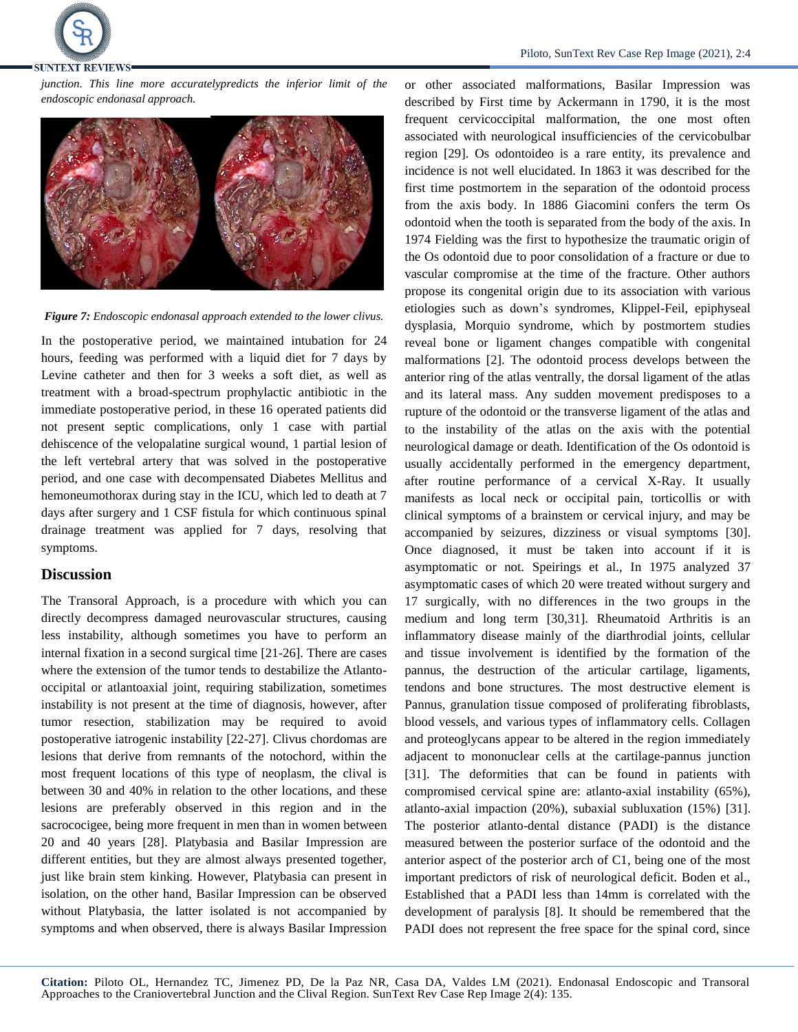*junction. This line more accuratelypredicts the inferior limit of the endoscopic endonasal approach.*

***Figure 7:*** *Endoscopic endonasal approach extended to the lower clivus.*

In the postoperative period, we maintained intubation for 24 hours, feeding was performed with a liquid diet for 7 days by Levine catheter and then for 3 weeks a soft diet, as well as treatment with a broad-spectrum prophylactic antibiotic in the immediate postoperative period, in these 16 operated patients did not present septic complications, only 1 case with partial dehiscence of the velopalatine surgical wound, 1 partial lesion of the left vertebral artery that was solved in the postoperative period, and one case with decompensated Diabetes Mellitus and hemoneumothorax during stay in the ICU, which led to death at 7 days after surgery and 1 CSF fistula for which continuous spinal drainage treatment was applied for 7 days, resolving that symptoms.

## Discussion

The Transoral Approach, is a procedure with which you can directly decompress damaged neurovascular structures, causing less instability, although sometimes you have to perform an internal fixation in a second surgical time [21-26]. There are cases where the extension of the tumor tends to destabilize the Atlanto-occipital or atlantoaxial joint, requiring stabilization, sometimes instability is not present at the time of diagnosis, however, after tumor resection, stabilization may be required to avoid postoperative iatrogenic instability [22-27]. Clivus chordomas are lesions that derive from remnants of the notochord, within the most frequent locations of this type of neoplasm, the clival is between 30 and 40% in relation to the other locations, and these lesions are preferably observed in this region and in the sacrococigee, being more frequent in men than in women between 20 and 40 years [28]. Platybasia and Basilar Impression are different entities, but they are almost always presented together, just like brain stem kinking. However, Platybasia can present in isolation, on the other hand, Basilar Impression can be observed without Platybasia, the latter isolated is not accompanied by symptoms and when observed, there is always Basilar Impression or other associated malformations, Basilar Impression was described by First time by Ackermann in 1790, it is the most frequent cervicoccipital malformation, the one most often associated with neurological insufficiencies of the cervicobulbar region [29]. Os odontoideo is a rare entity, its prevalence and incidence is not well elucidated. In 1863 it was described for the first time postmortem in the separation of the odontoid process from the axis body. In 1886 Giacomini confers the term Os odontoid when the tooth is separated from the body of the axis. In 1974 Fielding was the first to hypothesize the traumatic origin of the Os odontoid due to poor consolidation of a fracture or due to vascular compromise at the time of the fracture. Other authors propose its congenital origin due to its association with various etiologies such as down's syndromes, Klippel-Feil, epiphyseal dysplasia, Morquio syndrome, which by postmortem studies reveal bone or ligament changes compatible with congenital malformations [2]. The odontoid process develops between the anterior ring of the atlas ventrally, the dorsal ligament of the atlas and its lateral mass. Any sudden movement predisposes to a rupture of the odontoid or the transverse ligament of the atlas and to the instability of the atlas on the axis with the potential neurological damage or death. Identification of the Os odontoid is usually accidentally performed in the emergency department, after routine performance of a cervical X-Ray. It usually manifests as local neck or occipital pain, torticollis or with clinical symptoms of a brainstem or cervical injury, and may be accompanied by seizures, dizziness or visual symptoms [30]. Once diagnosed, it must be taken into account if it is asymptomatic or not. Speirings et al., In 1975 analyzed 37 asymptomatic cases of which 20 were treated without surgery and 17 surgically, with no differences in the two groups in the medium and long term [30,31]. Rheumatoid Arthritis is an inflammatory disease mainly of the diarthrodial joints, cellular and tissue involvement is identified by the formation of the pannus, the destruction of the articular cartilage, ligaments, tendons and bone structures. The most destructive element is Pannus, granulation tissue composed of proliferating fibroblasts, blood vessels, and various types of inflammatory cells. Collagen and proteoglycans appear to be altered in the region immediately adjacent to mononuclear cells at the cartilage-pannus junction [31]. The deformities that can be found in patients with compromised cervical spine are: atlanto-axial instability (65%), atlanto-axial impaction (20%), subaxial subluxation (15%) [31]. The posterior atlanto-dental distance (PADI) is the distance measured between the posterior surface of the odontoid and the anterior aspect of the posterior arch of C1, being one of the most important predictors of risk of neurological deficit. Boden et al., Established that a PADI less than 14mm is correlated with the development of paralysis [8]. It should be remembered that the PADI does not represent the free space for the spinal cord, since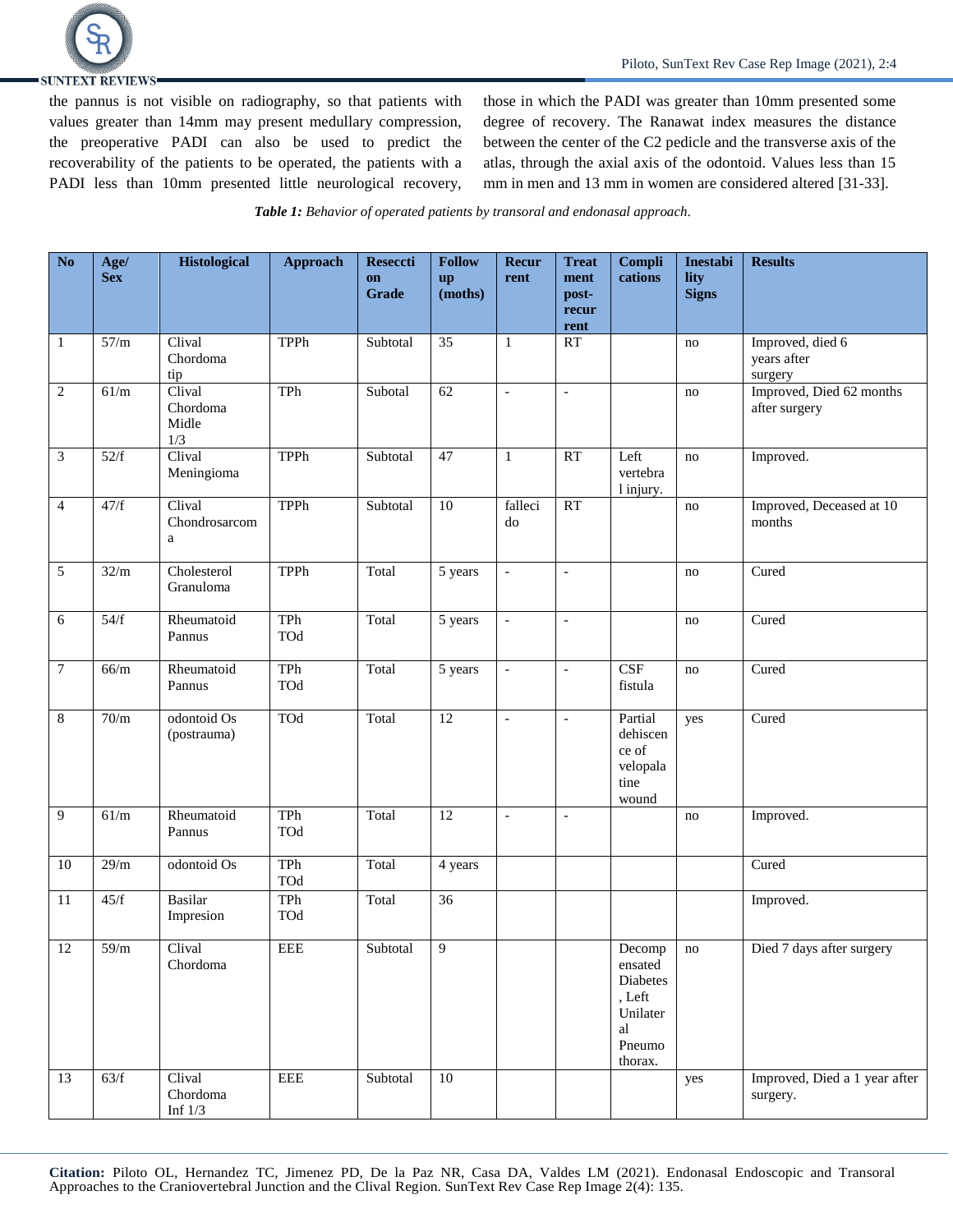the pannus is not visible on radiography, so that patients with values greater than 14mm may present medullary compression, the preoperative PADI can also be used to predict the recoverability of the patients to be operated, the patients with a PADI less than 10mm presented little neurological recovery, those in which the PADI was greater than 10mm presented some degree of recovery. The Ranawat index measures the distance between the center of the C2 pedicle and the transverse axis of the atlas, through the axial axis of the odontoid. Values less than 15 mm in men and 13 mm in women are considered altered [31-33].

***Table 1:*** *Behavior of operated patients by transoral and endonasal approach.*

| No | Age/ Sex | Histological | Approach | Resecction Grade | Follow up (moths) | Recurrent | Treatment post-recurrent | Complications | Inestability Signs | Results |
|---|---|---|---|---|---|---|---|---|---|---|
| 1 | 57/m | Clival Chordoma tip | TPPh | Subtotal | 35 | 1 | RT | | no | Improved, died 6 years after surgery |
| 2 | 61/m | Clival Chordoma Midle 1/3 | TPh | Subotal | 62 | - | - | | no | Improved, Died 62 months after surgery |
| 3 | 52/f | Clival Meningioma | TPPh | Subtotal | 47 | 1 | RT | Left vertebral injury. | no | Improved. |
| 4 | 47/f | Clival Chondrosarcoma | TPPh | Subtotal | 10 | fallecido | RT | | no | Improved, Deceased at 10 months |
| 5 | 32/m | Cholesterol Granuloma | TPPh | Total | 5 years | - | - | | no | Cured |
| 6 | 54/f | Rheumatoid Pannus | TPh TOd | Total | 5 years | - | - | | no | Cured |
| 7 | 66/m | Rheumatoid Pannus | TPh TOd | Total | 5 years | - | - | CSF fistula | no | Cured |
| 8 | 70/m | odontoid Os (postrauma) | TOd | Total | 12 | - | - | Partial dehiscence of velopalatine wound | yes | Cured |
| 9 | 61/m | Rheumatoid Pannus | TPh TOd | Total | 12 | - | - | | no | Improved. |
| 10 | 29/m | odontoid Os | TPh TOd | Total | 4 years | | | | | Cured |
| 11 | 45/f | Basilar Impresion | TPh TOd | Total | 36 | | | | | Improved. |
| 12 | 59/m | Clival Chordoma | EEE | Subtotal | 9 | | | Decompensated Diabetes, Left Unilateral Pneumothorax. | no | Died 7 days after surgery |
| 13 | 63/f | Clival Chordoma Inf 1/3 | EEE | Subtotal | 10 | | | | yes | Improved, Died a 1 year after surgery. |

**Citation:** Piloto OL, Hernandez TC, Jimenez PD, De la Paz NR, Casa DA, Valdes LM (2021). Endonasal Endoscopic and Transoral Approaches to the Craniovertebral Junction and the Clival Region. SunText Rev Case Rep Image 2(4): 135.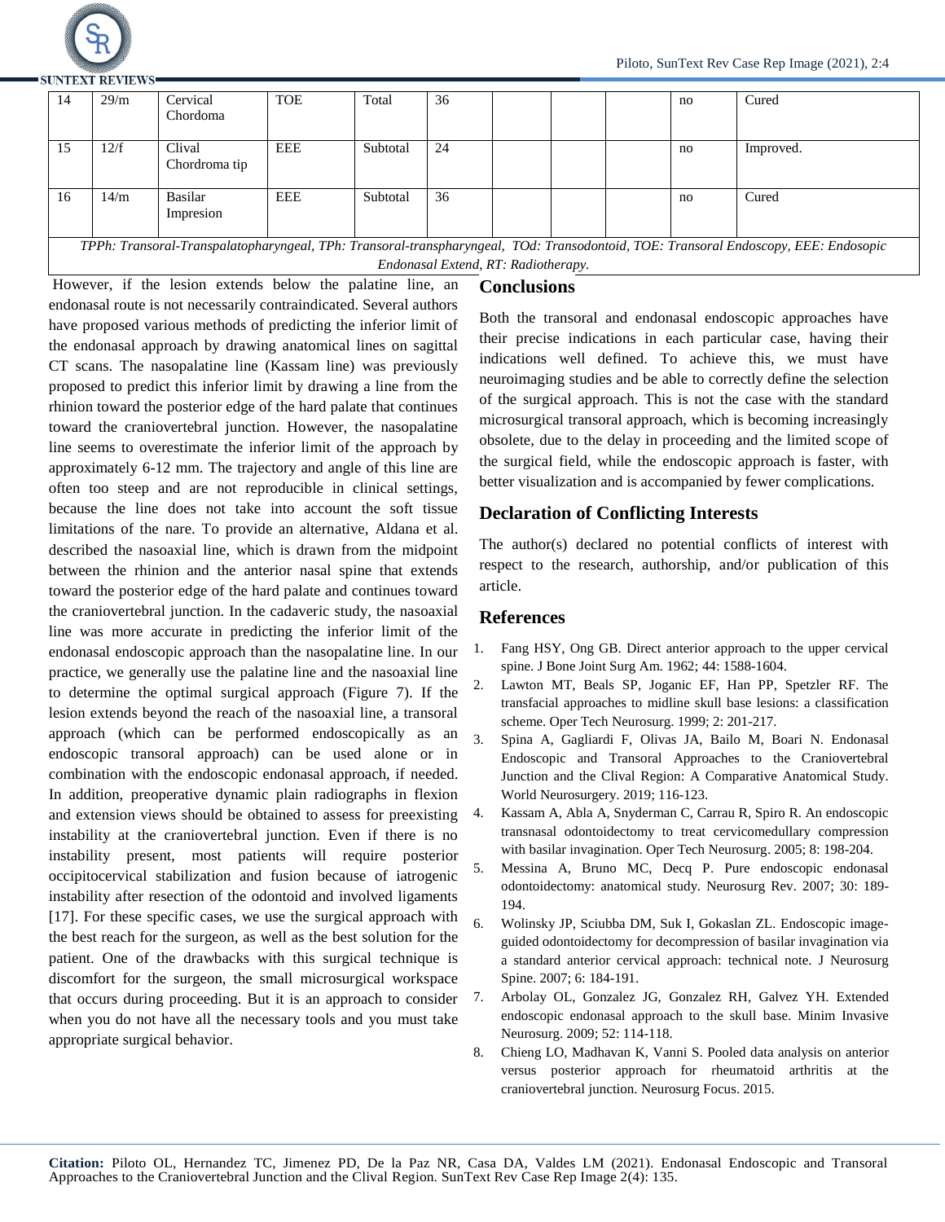| | | | | | | | | | | |
|---|---|---|---|---|---|---|---|---|---|---|
| 14 | 29/m | Cervical Chordoma | TOE | Total | 36 | | | | no | Cured |
| 15 | 12/f | Clival Chordroma tip | EEE | Subtotal | 24 | | | | no | Improved. |
| 16 | 14/m | Basilar Impresion | EEE | Subtotal | 36 | | | | no | Cured |

*TPPh: Transoral-Transpalatopharyngeal, TPh: Transoral-transpharyngeal, TOd: Transodontoid, TOE: Transoral Endoscopy, EEE: Endosopic Endonasal Extend, RT: Radiotherapy.*

However, if the lesion extends below the palatine line, an endonasal route is not necessarily contraindicated. Several authors have proposed various methods of predicting the inferior limit of the endonasal approach by drawing anatomical lines on sagittal CT scans. The nasopalatine line (Kassam line) was previously proposed to predict this inferior limit by drawing a line from the rhinion toward the posterior edge of the hard palate that continues toward the craniovertebral junction. However, the nasopalatine line seems to overestimate the inferior limit of the approach by approximately 6-12 mm. The trajectory and angle of this line are often too steep and are not reproducible in clinical settings, because the line does not take into account the soft tissue limitations of the nare. To provide an alternative, Aldana et al. described the nasoaxial line, which is drawn from the midpoint between the rhinion and the anterior nasal spine that extends toward the posterior edge of the hard palate and continues toward the craniovertebral junction. In the cadaveric study, the nasoaxial line was more accurate in predicting the inferior limit of the endonasal endoscopic approach than the nasopalatine line. In our practice, we generally use the palatine line and the nasoaxial line to determine the optimal surgical approach (Figure 7). If the lesion extends beyond the reach of the nasoaxial line, a transoral approach (which can be performed endoscopically as an endoscopic transoral approach) can be used alone or in combination with the endoscopic endonasal approach, if needed. In addition, preoperative dynamic plain radiographs in flexion and extension views should be obtained to assess for preexisting instability at the craniovertebral junction. Even if there is no instability present, most patients will require posterior occipitocervical stabilization and fusion because of iatrogenic instability after resection of the odontoid and involved ligaments [17]. For these specific cases, we use the surgical approach with the best reach for the surgeon, as well as the best solution for the patient. One of the drawbacks with this surgical technique is discomfort for the surgeon, the small microsurgical workspace that occurs during proceeding. But it is an approach to consider when you do not have all the necessary tools and you must take appropriate surgical behavior.

## Conclusions

Both the transoral and endonasal endoscopic approaches have their precise indications in each particular case, having their indications well defined. To achieve this, we must have neuroimaging studies and be able to correctly define the selection of the surgical approach. This is not the case with the standard microsurgical transoral approach, which is becoming increasingly obsolete, due to the delay in proceeding and the limited scope of the surgical field, while the endoscopic approach is faster, with better visualization and is accompanied by fewer complications.

## Declaration of Conflicting Interests

The author(s) declared no potential conflicts of interest with respect to the research, authorship, and/or publication of this article.

## References

1. Fang HSY, Ong GB. Direct anterior approach to the upper cervical spine. J Bone Joint Surg Am. 1962; 44: 1588-1604.
2. Lawton MT, Beals SP, Joganic EF, Han PP, Spetzler RF. The transfacial approaches to midline skull base lesions: a classification scheme. Oper Tech Neurosurg. 1999; 2: 201-217.
3. Spina A, Gagliardi F, Olivas JA, Bailo M, Boari N. Endonasal Endoscopic and Transoral Approaches to the Craniovertebral Junction and the Clival Region: A Comparative Anatomical Study. World Neurosurgery. 2019; 116-123.
4. Kassam A, Abla A, Snyderman C, Carrau R, Spiro R. An endoscopic transnasal odontoidectomy to treat cervicomedullary compression with basilar invagination. Oper Tech Neurosurg. 2005; 8: 198-204.
5. Messina A, Bruno MC, Decq P. Pure endoscopic endonasal odontoidectomy: anatomical study. Neurosurg Rev. 2007; 30: 189-194.
6. Wolinsky JP, Sciubba DM, Suk I, Gokaslan ZL. Endoscopic image-guided odontoidectomy for decompression of basilar invagination via a standard anterior cervical approach: technical note. J Neurosurg Spine. 2007; 6: 184-191.
7. Arbolay OL, Gonzalez JG, Gonzalez RH, Galvez YH. Extended endoscopic endonasal approach to the skull base. Minim Invasive Neurosurg. 2009; 52: 114-118.
8. Chieng LO, Madhavan K, Vanni S. Pooled data analysis on anterior versus posterior approach for rheumatoid arthritis at the craniovertebral junction. Neurosurg Focus. 2015.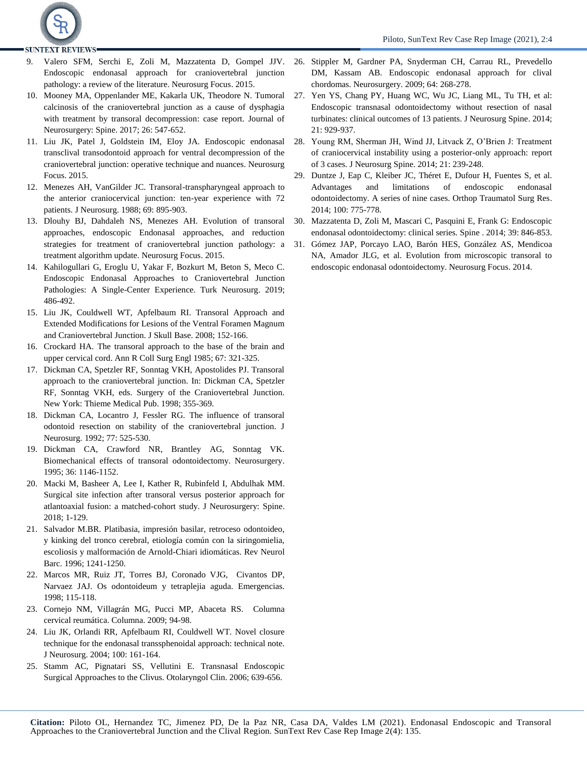9. Valero SFM, Serchi E, Zoli M, Mazzatenta D, Gompel JJV. Endoscopic endonasal approach for craniovertebral junction pathology: a review of the literature. Neurosurg Focus. 2015.
10. Mooney MA, Oppenlander ME, Kakarla UK, Theodore N. Tumoral calcinosis of the craniovertebral junction as a cause of dysphagia with treatment by transoral decompression: case report. Journal of Neurosurgery: Spine. 2017; 26: 547-652.
11. Liu JK, Patel J, Goldstein IM, Eloy JA. Endoscopic endonasal transclival transodontoid approach for ventral decompression of the craniovertebral junction: operative technique and nuances. Neurosurg Focus. 2015.
12. Menezes AH, VanGilder JC. Transoral-transpharyngeal approach to the anterior craniocervical junction: ten-year experience with 72 patients. J Neurosurg. 1988; 69: 895-903.
13. Dlouhy BJ, Dahdaleh NS, Menezes AH. Evolution of transoral approaches, endoscopic Endonasal approaches, and reduction strategies for treatment of craniovertebral junction pathology: a treatment algorithm update. Neurosurg Focus. 2015.
14. Kahilogullari G, Eroglu U, Yakar F, Bozkurt M, Beton S, Meco C. Endoscopic Endonasal Approaches to Craniovertebral Junction Pathologies: A Single-Center Experience. Turk Neurosurg. 2019; 486-492.
15. Liu JK, Couldwell WT, Apfelbaum RI. Transoral Approach and Extended Modifications for Lesions of the Ventral Foramen Magnum and Craniovertebral Junction. J Skull Base. 2008; 152-166.
16. Crockard HA. The transoral approach to the base of the brain and upper cervical cord. Ann R Coll Surg Engl 1985; 67: 321-325.
17. Dickman CA, Spetzler RF, Sonntag VKH, Apostolides PJ. Transoral approach to the craniovertebral junction. In: Dickman CA, Spetzler RF, Sonntag VKH, eds. Surgery of the Craniovertebral Junction. New York: Thieme Medical Pub. 1998; 355-369.
18. Dickman CA, Locantro J, Fessler RG. The influence of transoral odontoid resection on stability of the craniovertebral junction. J Neurosurg. 1992; 77: 525-530.
19. Dickman CA, Crawford NR, Brantley AG, Sonntag VK. Biomechanical effects of transoral odontoidectomy. Neurosurgery. 1995; 36: 1146-1152.
20. Macki M, Basheer A, Lee I, Kather R, Rubinfeld I, Abdulhak MM. Surgical site infection after transoral versus posterior approach for atlantoaxial fusion: a matched-cohort study. J Neurosurgery: Spine. 2018; 1-129.
21. Salvador M.BR. Platibasia, impresión basilar, retroceso odontoideo, y kinking del tronco cerebral, etiología común con la siringomielia, escoliosis y malformación de Arnold-Chiari idiomáticas. Rev Neurol Barc. 1996; 1241-1250.
22. Marcos MR, Ruiz JT, Torres BJ, Coronado VJG, Civantos DP, Narvaez JAJ. Os odontoideum y tetraplejia aguda. Emergencias. 1998; 115-118.
23. Cornejo NM, Villagrán MG, Pucci MP, Abaceta RS. Columna cervical reumática. Columna. 2009; 94-98.
24. Liu JK, Orlandi RR, Apfelbaum RI, Couldwell WT. Novel closure technique for the endonasal transsphenoidal approach: technical note. J Neurosurg. 2004; 100: 161-164.
25. Stamm AC, Pignatari SS, Vellutini E. Transnasal Endoscopic Surgical Approaches to the Clivus. Otolaryngol Clin. 2006; 639-656.
26. Stippler M, Gardner PA, Snyderman CH, Carrau RL, Prevedello DM, Kassam AB. Endoscopic endonasal approach for clival chordomas. Neurosurgery. 2009; 64: 268-278.
27. Yen YS, Chang PY, Huang WC, Wu JC, Liang ML, Tu TH, et al: Endoscopic transnasal odontoidectomy without resection of nasal turbinates: clinical outcomes of 13 patients. J Neurosurg Spine. 2014; 21: 929-937.
28. Young RM, Sherman JH, Wind JJ, Litvack Z, O'Brien J: Treatment of craniocervical instability using a posterior-only approach: report of 3 cases. J Neurosurg Spine. 2014; 21: 239-248.
29. Duntze J, Eap C, Kleiber JC, Théret E, Dufour H, Fuentes S, et al. Advantages and limitations of endoscopic endonasal odontoidectomy. A series of nine cases. Orthop Traumatol Surg Res. 2014; 100: 775-778.
30. Mazzatenta D, Zoli M, Mascari C, Pasquini E, Frank G: Endoscopic endonasal odontoidectomy: clinical series. Spine . 2014; 39: 846-853.
31. Gómez JAP, Porcayo LAO, Barón HES, González AS, Mendicoa NA, Amador JLG, et al. Evolution from microscopic transoral to endoscopic endonasal odontoidectomy. Neurosurg Focus. 2014.

**Citation:** Piloto OL, Hernandez TC, Jimenez PD, De la Paz NR, Casa DA, Valdes LM (2021). Endonasal Endoscopic and Transoral Approaches to the Craniovertebral Junction and the Clival Region. SunText Rev Case Rep Image 2(4): 135.